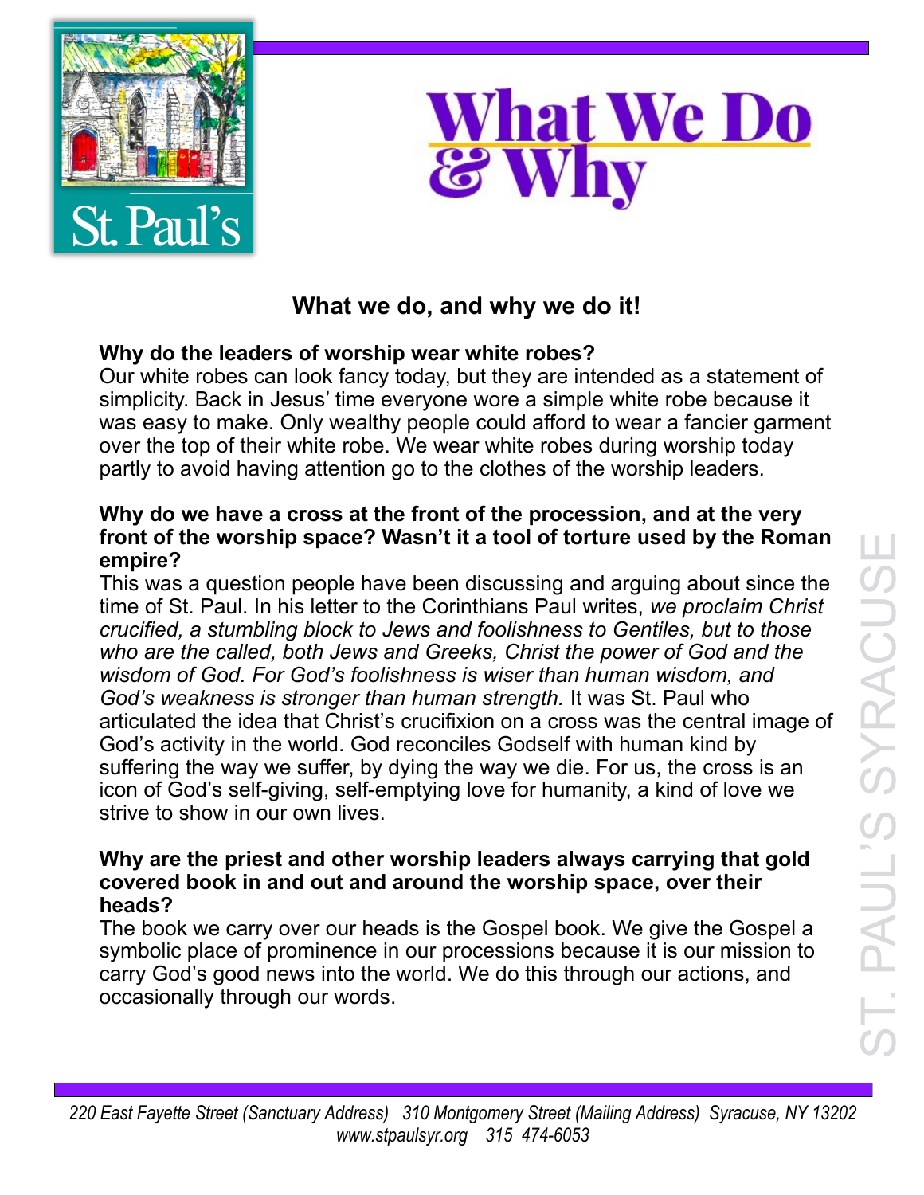St. Paul's

# What We Do & Why

## What we do, and why we do it!

**Why do the leaders of worship wear white robes?**
Our white robes can look fancy today, but they are intended as a statement of simplicity. Back in Jesus' time everyone wore a simple white robe because it was easy to make. Only wealthy people could afford to wear a fancier garment over the top of their white robe. We wear white robes during worship today partly to avoid having attention go to the clothes of the worship leaders.

**Why do we have a cross at the front of the procession, and at the very front of the worship space? Wasn't it a tool of torture used by the Roman empire?**
This was a question people have been discussing and arguing about since the time of St. Paul. In his letter to the Corinthians Paul writes, *we proclaim Christ crucified, a stumbling block to Jews and foolishness to Gentiles, but to those who are the called, both Jews and Greeks, Christ the power of God and the wisdom of God. For God's foolishness is wiser than human wisdom, and God's weakness is stronger than human strength.* It was St. Paul who articulated the idea that Christ's crucifixion on a cross was the central image of God's activity in the world. God reconciles Godself with human kind by suffering the way we suffer, by dying the way we die. For us, the cross is an icon of God's self-giving, self-emptying love for humanity, a kind of love we strive to show in our own lives.

**Why are the priest and other worship leaders always carrying that gold covered book in and out and around the worship space, over their heads?**
The book we carry over our heads is the Gospel book. We give the Gospel a symbolic place of prominence in our processions because it is our mission to carry God's good news into the world. We do this through our actions, and occasionally through our words.

ST. PAUL'S SYRACUSE

*220 East Fayette Street (Sanctuary Address) 310 Montgomery Street (Mailing Address) Syracuse, NY 13202*
*www.stpaulsyr.org 315 474-6053*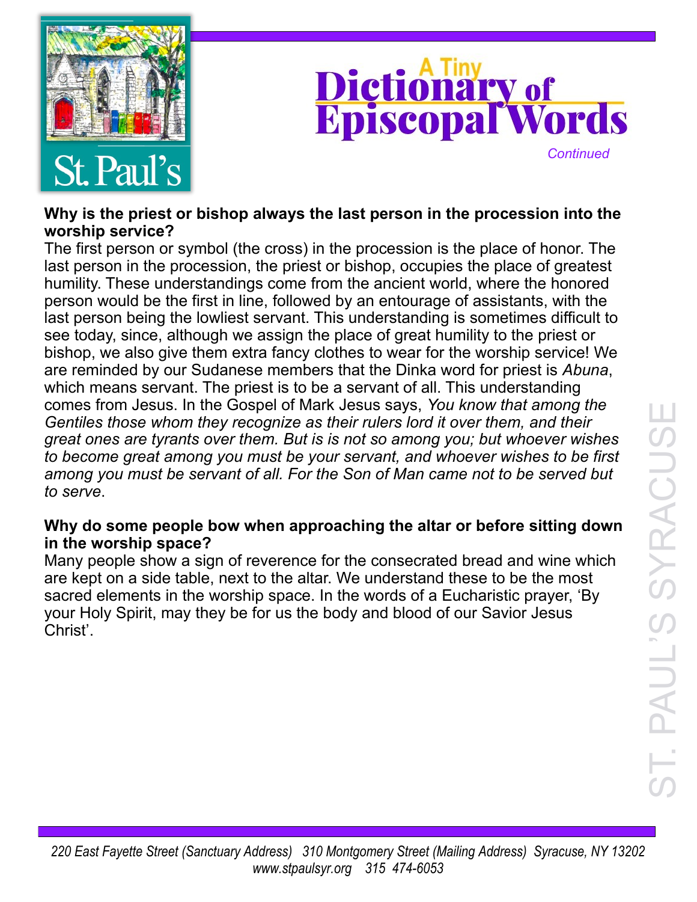# A Tiny Dictionary of Episcopal Words

*Continued*

**Why is the priest or bishop always the last person in the procession into the worship service?**

The first person or symbol (the cross) in the procession is the place of honor. The last person in the procession, the priest or bishop, occupies the place of greatest humility. These understandings come from the ancient world, where the honored person would be the first in line, followed by an entourage of assistants, with the last person being the lowliest servant. This understanding is sometimes difficult to see today, since, although we assign the place of great humility to the priest or bishop, we also give them extra fancy clothes to wear for the worship service! We are reminded by our Sudanese members that the Dinka word for priest is *Abuna*, which means servant. The priest is to be a servant of all. This understanding comes from Jesus. In the Gospel of Mark Jesus says, *You know that among the Gentiles those whom they recognize as their rulers lord it over them, and their great ones are tyrants over them. But is is not so among you; but whoever wishes to become great among you must be your servant, and whoever wishes to be first among you must be servant of all. For the Son of Man came not to be served but to serve*.

**Why do some people bow when approaching the altar or before sitting down in the worship space?**

Many people show a sign of reverence for the consecrated bread and wine which are kept on a side table, next to the altar. We understand these to be the most sacred elements in the worship space. In the words of a Eucharistic prayer, 'By your Holy Spirit, may they be for us the body and blood of our Savior Jesus Christ'.